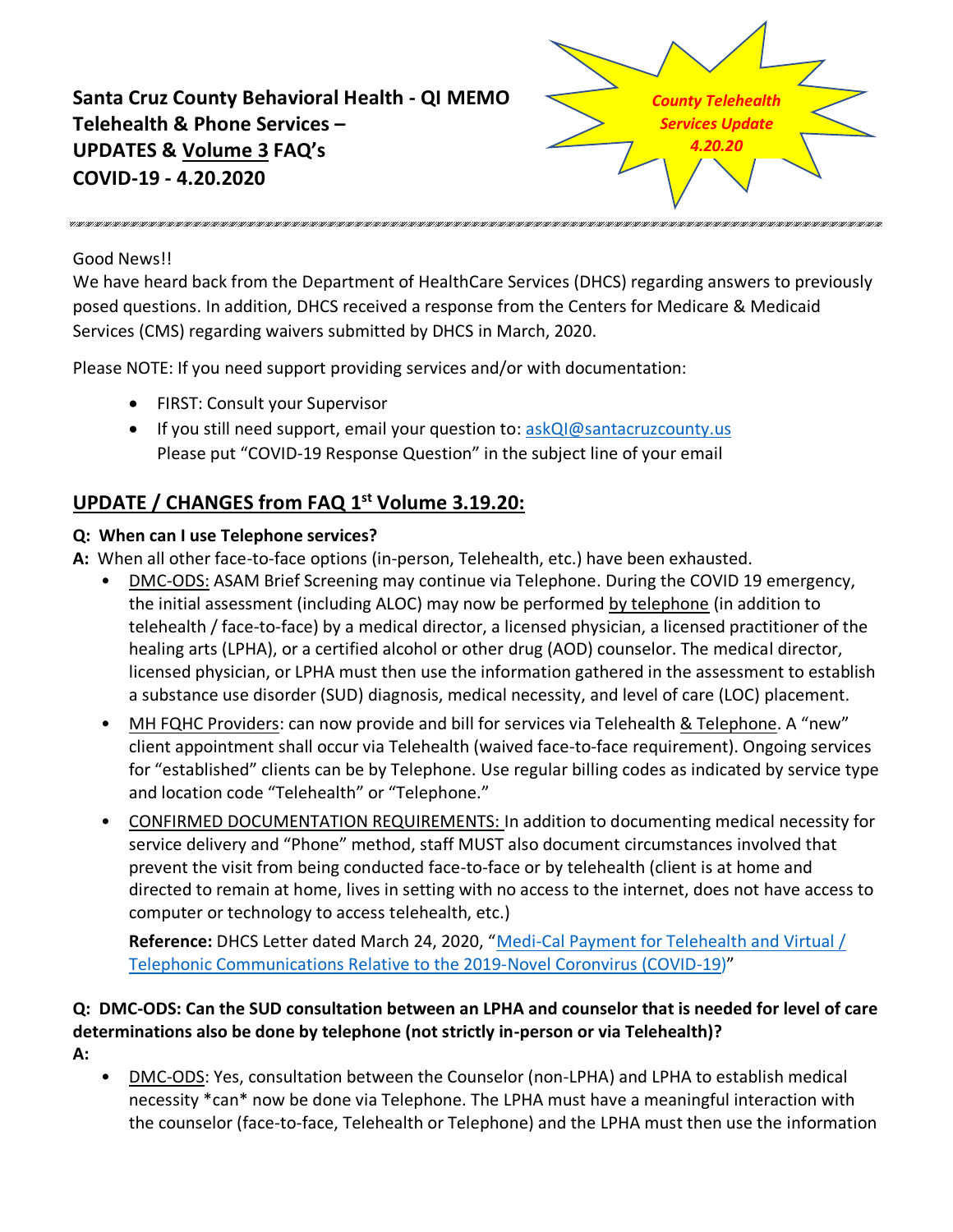**Santa Cruz County Behavioral Health - QI MEMO**
**Telehealth & Phone Services –**
**UPDATES & Volume 3 FAQ's**
**COVID-19 - 4.20.2020**

*County Telehealth Services Update 4.20.20*

Good News!!

We have heard back from the Department of HealthCare Services (DHCS) regarding answers to previously posed questions. In addition, DHCS received a response from the Centers for Medicare & Medicaid Services (CMS) regarding waivers submitted by DHCS in March, 2020.

Please NOTE: If you need support providing services and/or with documentation:

- FIRST: Consult your Supervisor
- If you still need support, email your question to: askQI@santacruzcounty.us
  Please put "COVID-19 Response Question" in the subject line of your email

## UPDATE / CHANGES from FAQ 1st Volume 3.19.20:

**Q: When can I use Telephone services?**

**A:** When all other face-to-face options (in-person, Telehealth, etc.) have been exhausted.

- DMC-ODS: ASAM Brief Screening may continue via Telephone. During the COVID 19 emergency, the initial assessment (including ALOC) may now be performed by telephone (in addition to telehealth / face-to-face) by a medical director, a licensed physician, a licensed practitioner of the healing arts (LPHA), or a certified alcohol or other drug (AOD) counselor. The medical director, licensed physician, or LPHA must then use the information gathered in the assessment to establish a substance use disorder (SUD) diagnosis, medical necessity, and level of care (LOC) placement.
- MH FQHC Providers: can now provide and bill for services via Telehealth & Telephone. A "new" client appointment shall occur via Telehealth (waived face-to-face requirement). Ongoing services for "established" clients can be by Telephone. Use regular billing codes as indicated by service type and location code "Telehealth" or "Telephone."
- CONFIRMED DOCUMENTATION REQUIREMENTS: In addition to documenting medical necessity for service delivery and "Phone" method, staff MUST also document circumstances involved that prevent the visit from being conducted face-to-face or by telehealth (client is at home and directed to remain at home, lives in setting with no access to the internet, does not have access to computer or technology to access telehealth, etc.)

  **Reference:** DHCS Letter dated March 24, 2020, "Medi-Cal Payment for Telehealth and Virtual / Telephonic Communications Relative to the 2019-Novel Coronvirus (COVID-19)"

**Q: DMC-ODS: Can the SUD consultation between an LPHA and counselor that is needed for level of care determinations also be done by telephone (not strictly in-person or via Telehealth)?**

**A:**

- DMC-ODS: Yes, consultation between the Counselor (non-LPHA) and LPHA to establish medical necessity *can* now be done via Telephone. The LPHA must have a meaningful interaction with the counselor (face-to-face, Telehealth or Telephone) and the LPHA must then use the information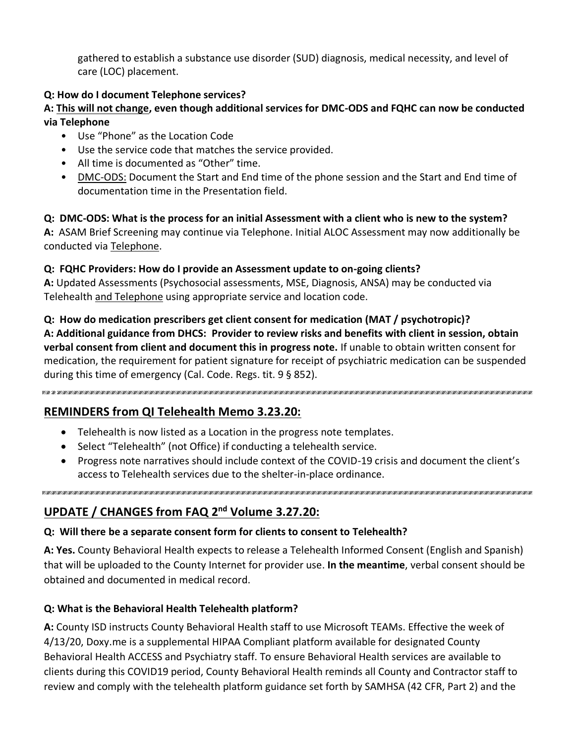gathered to establish a substance use disorder (SUD) diagnosis, medical necessity, and level of care (LOC) placement.

**Q: How do I document Telephone services?**

**A: This will not change, even though additional services for DMC-ODS and FQHC can now be conducted via Telephone**

- Use "Phone" as the Location Code
- Use the service code that matches the service provided.
- All time is documented as "Other" time.
- DMC-ODS: Document the Start and End time of the phone session and the Start and End time of documentation time in the Presentation field.

**Q: DMC-ODS: What is the process for an initial Assessment with a client who is new to the system?**

**A:** ASAM Brief Screening may continue via Telephone. Initial ALOC Assessment may now additionally be conducted via Telephone.

**Q: FQHC Providers: How do I provide an Assessment update to on-going clients?**

**A:** Updated Assessments (Psychosocial assessments, MSE, Diagnosis, ANSA) may be conducted via Telehealth and Telephone using appropriate service and location code.

**Q: How do medication prescribers get client consent for medication (MAT / psychotropic)?**

**A: Additional guidance from DHCS: Provider to review risks and benefits with client in session, obtain verbal consent from client and document this in progress note.** If unable to obtain written consent for medication, the requirement for patient signature for receipt of psychiatric medication can be suspended during this time of emergency (Cal. Code. Regs. tit. 9 § 852).

## REMINDERS from QI Telehealth Memo 3.23.20:

- Telehealth is now listed as a Location in the progress note templates.
- Select "Telehealth" (not Office) if conducting a telehealth service.
- Progress note narratives should include context of the COVID-19 crisis and document the client's access to Telehealth services due to the shelter-in-place ordinance.

## UPDATE / CHANGES from FAQ 2nd Volume 3.27.20:

**Q: Will there be a separate consent form for clients to consent to Telehealth?**

**A: Yes.** County Behavioral Health expects to release a Telehealth Informed Consent (English and Spanish) that will be uploaded to the County Internet for provider use. **In the meantime**, verbal consent should be obtained and documented in medical record.

**Q: What is the Behavioral Health Telehealth platform?**

**A:** County ISD instructs County Behavioral Health staff to use Microsoft TEAMs. Effective the week of 4/13/20, Doxy.me is a supplemental HIPAA Compliant platform available for designated County Behavioral Health ACCESS and Psychiatry staff. To ensure Behavioral Health services are available to clients during this COVID19 period, County Behavioral Health reminds all County and Contractor staff to review and comply with the telehealth platform guidance set forth by SAMHSA (42 CFR, Part 2) and the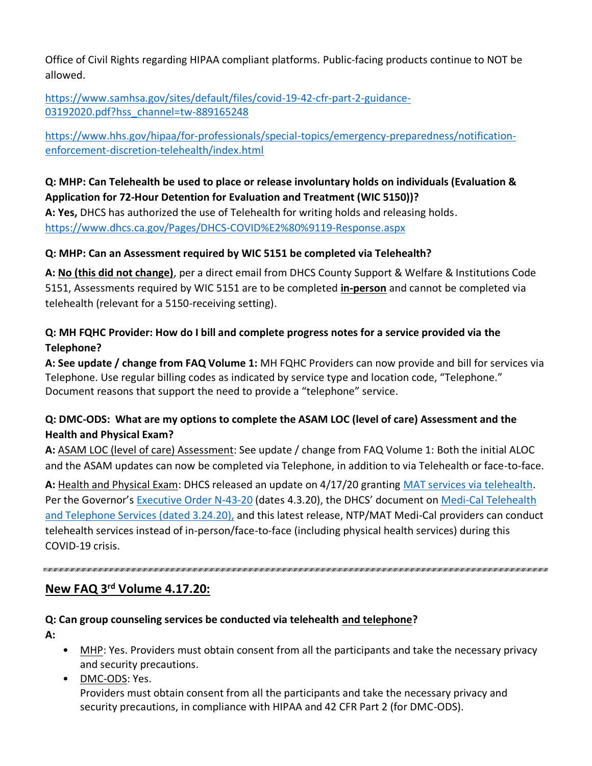Office of Civil Rights regarding HIPAA compliant platforms. Public-facing products continue to NOT be allowed.

https://www.samhsa.gov/sites/default/files/covid-19-42-cfr-part-2-guidance-03192020.pdf?hss_channel=tw-889165248

https://www.hhs.gov/hipaa/for-professionals/special-topics/emergency-preparedness/notification-enforcement-discretion-telehealth/index.html

**Q: MHP: Can Telehealth be used to place or release involuntary holds on individuals (Evaluation & Application for 72-Hour Detention for Evaluation and Treatment (WIC 5150))?**
**A: Yes,** DHCS has authorized the use of Telehealth for writing holds and releasing holds.
https://www.dhcs.ca.gov/Pages/DHCS-COVID%E2%80%9119-Response.aspx

**Q: MHP: Can an Assessment required by WIC 5151 be completed via Telehealth?**

**A: No (this did not change)**, per a direct email from DHCS County Support & Welfare & Institutions Code 5151, Assessments required by WIC 5151 are to be completed **in-person** and cannot be completed via telehealth (relevant for a 5150-receiving setting).

**Q: MH FQHC Provider: How do I bill and complete progress notes for a service provided via the Telephone?**
**A: See update / change from FAQ Volume 1:** MH FQHC Providers can now provide and bill for services via Telephone. Use regular billing codes as indicated by service type and location code, "Telephone." Document reasons that support the need to provide a "telephone" service.

**Q: DMC-ODS: What are my options to complete the ASAM LOC (level of care) Assessment and the Health and Physical Exam?**
**A:** ASAM LOC (level of care) Assessment: See update / change from FAQ Volume 1: Both the initial ALOC and the ASAM updates can now be completed via Telephone, in addition to via Telehealth or face-to-face.

**A:** Health and Physical Exam: DHCS released an update on 4/17/20 granting MAT services via telehealth. Per the Governor's Executive Order N-43-20 (dates 4.3.20), the DHCS' document on Medi-Cal Telehealth and Telephone Services (dated 3.24.20), and this latest release, NTP/MAT Medi-Cal providers can conduct telehealth services instead of in-person/face-to-face (including physical health services) during this COVID-19 crisis.

---

## New FAQ 3rd Volume 4.17.20:

**Q: Can group counseling services be conducted via telehealth and telephone?**
**A:**

- MHP: Yes. Providers must obtain consent from all the participants and take the necessary privacy and security precautions.
- DMC-ODS: Yes.
  Providers must obtain consent from all the participants and take the necessary privacy and security precautions, in compliance with HIPAA and 42 CFR Part 2 (for DMC-ODS).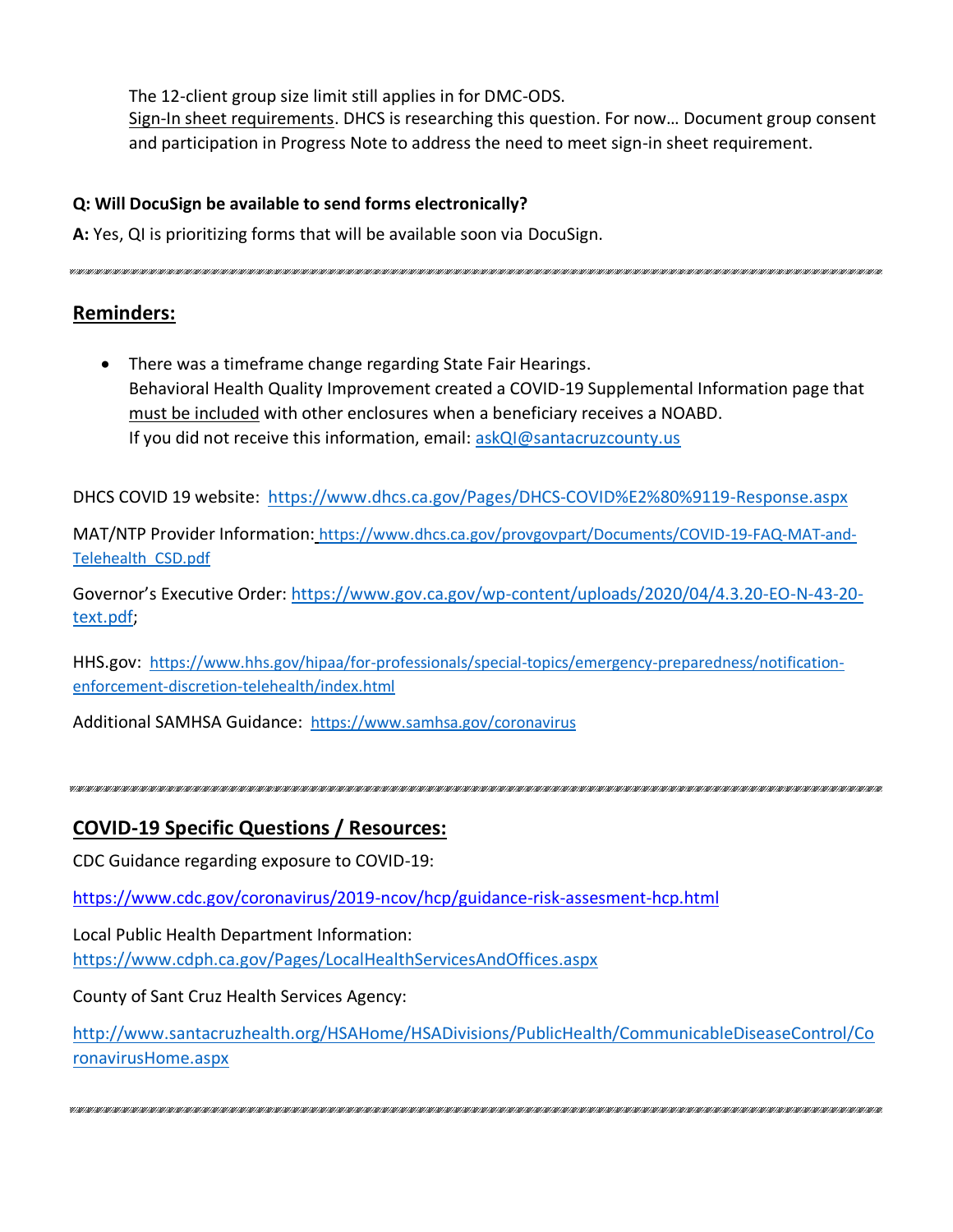The 12-client group size limit still applies in for DMC-ODS.
Sign-In sheet requirements. DHCS is researching this question. For now… Document group consent and participation in Progress Note to address the need to meet sign-in sheet requirement.

**Q: Will DocuSign be available to send forms electronically?**

**A:** Yes, QI is prioritizing forms that will be available soon via DocuSign.

---

## Reminders:

- There was a timeframe change regarding State Fair Hearings.
  Behavioral Health Quality Improvement created a COVID-19 Supplemental Information page that must be included with other enclosures when a beneficiary receives a NOABD.
  If you did not receive this information, email: askQI@santacruzcounty.us

DHCS COVID 19 website: https://www.dhcs.ca.gov/Pages/DHCS-COVID%E2%80%9119-Response.aspx

MAT/NTP Provider Information: https://www.dhcs.ca.gov/provgovpart/Documents/COVID-19-FAQ-MAT-and-Telehealth_CSD.pdf

Governor's Executive Order: https://www.gov.ca.gov/wp-content/uploads/2020/04/4.3.20-EO-N-43-20-text.pdf;

HHS.gov: https://www.hhs.gov/hipaa/for-professionals/special-topics/emergency-preparedness/notification-enforcement-discretion-telehealth/index.html

Additional SAMHSA Guidance: https://www.samhsa.gov/coronavirus

---

## COVID-19 Specific Questions / Resources:

CDC Guidance regarding exposure to COVID-19:

https://www.cdc.gov/coronavirus/2019-ncov/hcp/guidance-risk-assesment-hcp.html

Local Public Health Department Information:
https://www.cdph.ca.gov/Pages/LocalHealthServicesAndOffices.aspx

County of Sant Cruz Health Services Agency:

http://www.santacruzhealth.org/HSAHome/HSADivisions/PublicHealth/CommunicableDiseaseControl/CoronavirusHome.aspx

---